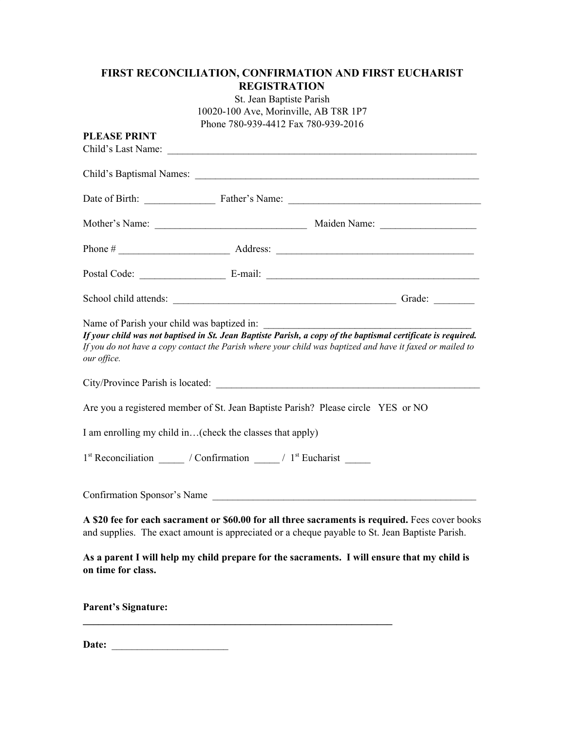# FIRST RECONCILIATION, CONFIRMATION AND FIRST EUCHARIST REGISTRATION

St. Jean Baptiste Parish
10020-100 Ave, Morinville, AB T8R 1P7
Phone 780-939-4412 Fax 780-939-2016

**PLEASE PRINT**

Child's Last Name: ___________________________________________________________

Child's Baptismal Names: ______________________________________________________

Date of Birth: ______________ Father's Name: ____________________________________

Mother's Name: _____________________________ Maiden Name: __________________

Phone # _____________________ Address: ______________________________________

Postal Code: ________________ E-mail: _________________________________________

School child attends: ____________________________________________ Grade: ________

Name of Parish your child was baptized in: ________________________________________

***If your child was not baptised in St. Jean Baptiste Parish, a copy of the baptismal certificate is required.*** *If you do not have a copy contact the Parish where your child was baptized and have it faxed or mailed to our office.*

City/Province Parish is located: ______________________________________________________

Are you a registered member of St. Jean Baptiste Parish? Please circle YES or NO

I am enrolling my child in…(check the classes that apply)

1st Reconciliation _____ / Confirmation _____ / 1st Eucharist _____

Confirmation Sponsor's Name ______________________________________________________

**A $20 fee for each sacrament or $60.00 for all three sacraments is required.** Fees cover books and supplies. The exact amount is appreciated or a cheque payable to St. Jean Baptiste Parish.

**As a parent I will help my child prepare for the sacraments. I will ensure that my child is on time for class.**

**Parent's Signature:**

**______________________________________________________________**

**Date:** ______________________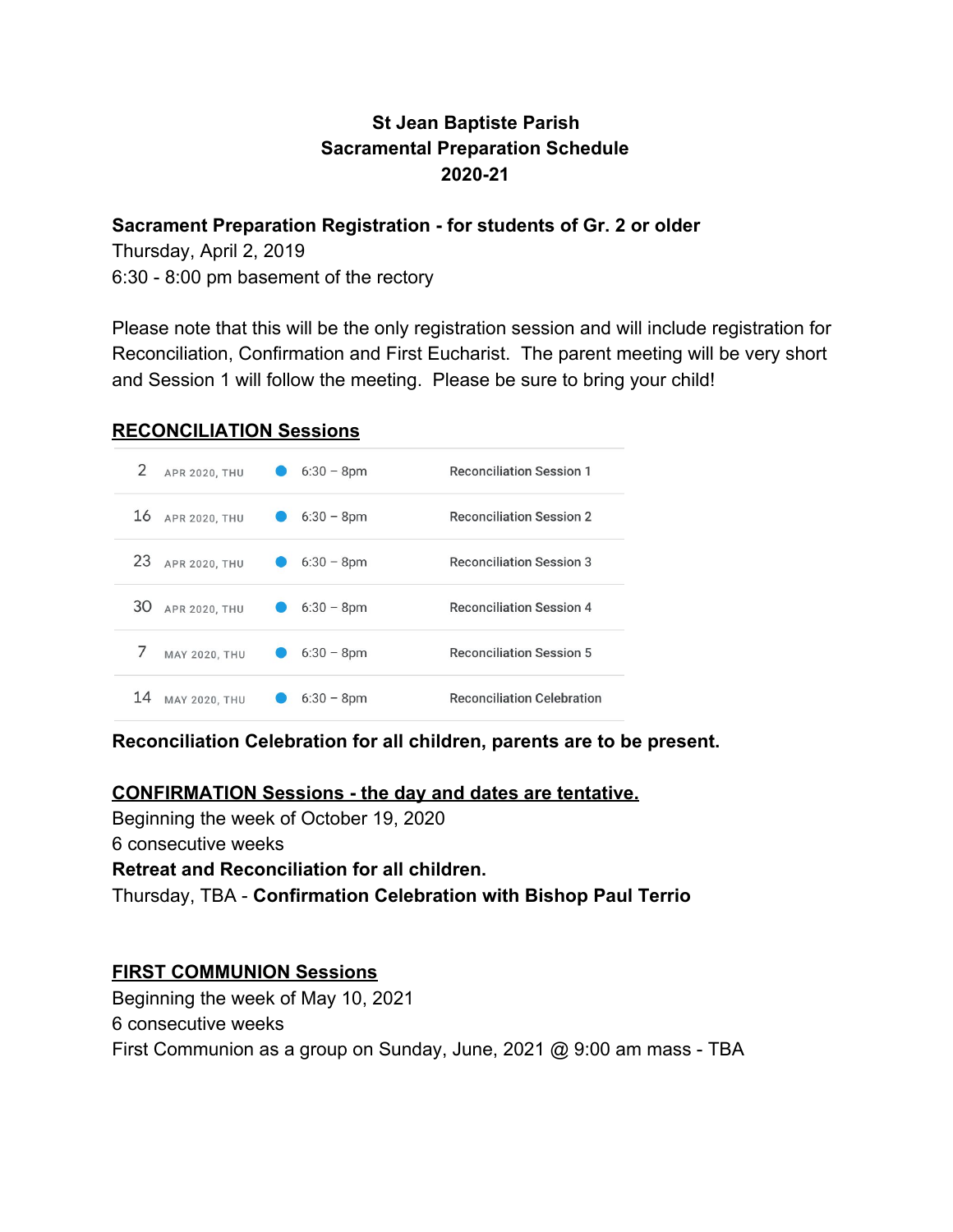**St Jean Baptiste Parish**
**Sacramental Preparation Schedule**
**2020-21**

**Sacrament Preparation Registration - for students of Gr. 2 or older**
Thursday, April 2, 2019
6:30 - 8:00 pm basement of the rectory

Please note that this will be the only registration session and will include registration for Reconciliation, Confirmation and First Eucharist. The parent meeting will be very short and Session 1 will follow the meeting. Please be sure to bring your child!

## RECONCILIATION Sessions

| | | | |
|---|---|---|---|
| 2 | APR 2020, THU | 6:30 – 8pm | Reconciliation Session 1 |
| 16 | APR 2020, THU | 6:30 – 8pm | Reconciliation Session 2 |
| 23 | APR 2020, THU | 6:30 – 8pm | Reconciliation Session 3 |
| 30 | APR 2020, THU | 6:30 – 8pm | Reconciliation Session 4 |
| 7 | MAY 2020, THU | 6:30 – 8pm | Reconciliation Session 5 |
| 14 | MAY 2020, THU | 6:30 – 8pm | Reconciliation Celebration |

**Reconciliation Celebration for all children, parents are to be present.**

## CONFIRMATION Sessions - the day and dates are tentative.

Beginning the week of October 19, 2020
6 consecutive weeks
**Retreat and Reconciliation for all children.**
Thursday, TBA - **Confirmation Celebration with Bishop Paul Terrio**

## FIRST COMMUNION Sessions

Beginning the week of May 10, 2021
6 consecutive weeks
First Communion as a group on Sunday, June, 2021 @ 9:00 am mass - TBA